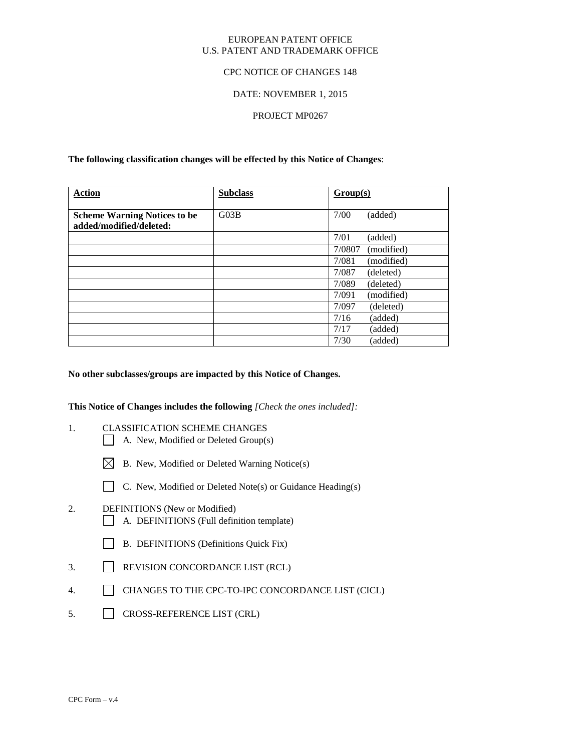EUROPEAN PATENT OFFICE
U.S. PATENT AND TRADEMARK OFFICE

CPC NOTICE OF CHANGES 148

DATE: NOVEMBER 1, 2015

PROJECT MP0267

**The following classification changes will be effected by this Notice of Changes**:

| Action | Subclass | Group(s) |
|---|---|---|
| **Scheme Warning Notices to be added/modified/deleted:** | G03B | 7/00 (added) |
| | | 7/01 (added) |
| | | 7/0807 (modified) |
| | | 7/081 (modified) |
| | | 7/087 (deleted) |
| | | 7/089 (deleted) |
| | | 7/091 (modified) |
| | | 7/097 (deleted) |
| | | 7/16 (added) |
| | | 7/17 (added) |
| | | 7/30 (added) |

**No other subclasses/groups are impacted by this Notice of Changes.**

**This Notice of Changes includes the following** *[Check the ones included]:*

1. CLASSIFICATION SCHEME CHANGES
   - ☐ A. New, Modified or Deleted Group(s)
   - ☒ B. New, Modified or Deleted Warning Notice(s)
   - ☐ C. New, Modified or Deleted Note(s) or Guidance Heading(s)
2. DEFINITIONS (New or Modified)
   - ☐ A. DEFINITIONS (Full definition template)
   - ☐ B. DEFINITIONS (Definitions Quick Fix)
3. ☐ REVISION CONCORDANCE LIST (RCL)
4. ☐ CHANGES TO THE CPC-TO-IPC CONCORDANCE LIST (CICL)
5. ☐ CROSS-REFERENCE LIST (CRL)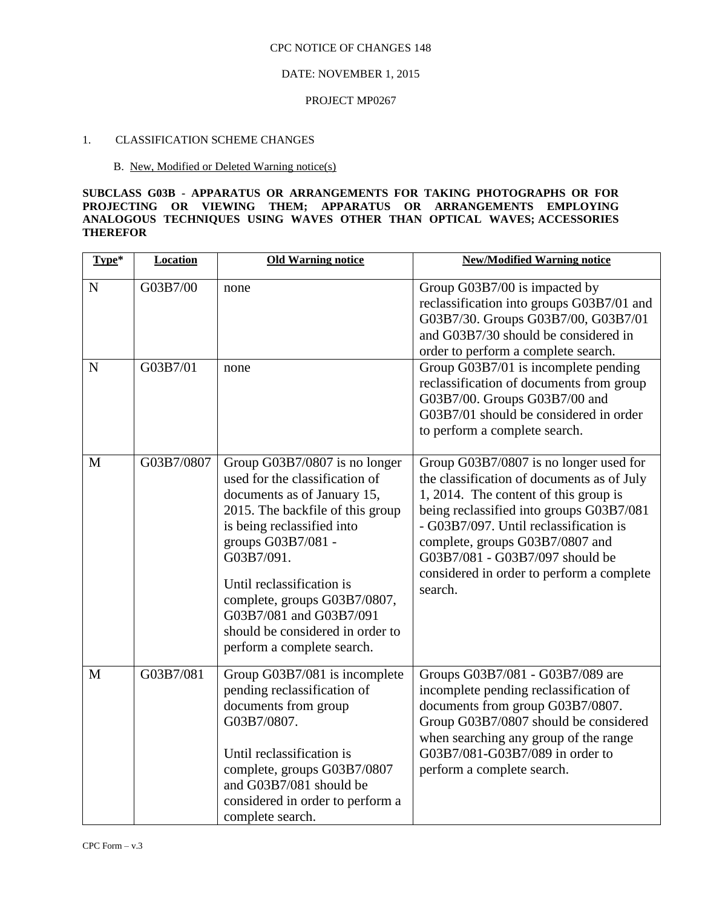CPC NOTICE OF CHANGES 148

DATE: NOVEMBER 1, 2015

PROJECT MP0267

1. CLASSIFICATION SCHEME CHANGES

B. New, Modified or Deleted Warning notice(s)

**SUBCLASS G03B - APPARATUS OR ARRANGEMENTS FOR TAKING PHOTOGRAPHS OR FOR PROJECTING OR VIEWING THEM; APPARATUS OR ARRANGEMENTS EMPLOYING ANALOGOUS TECHNIQUES USING WAVES OTHER THAN OPTICAL WAVES; ACCESSORIES THEREFOR**

| Type* | Location | Old Warning notice | New/Modified Warning notice |
|---|---|---|---|
| N | G03B7/00 | none | Group G03B7/00 is impacted by reclassification into groups G03B7/01 and G03B7/30. Groups G03B7/00, G03B7/01 and G03B7/30 should be considered in order to perform a complete search. |
| N | G03B7/01 | none | Group G03B7/01 is incomplete pending reclassification of documents from group G03B7/00. Groups G03B7/00 and G03B7/01 should be considered in order to perform a complete search. |
| M | G03B7/0807 | Group G03B7/0807 is no longer used for the classification of documents as of January 15, 2015. The backfile of this group is being reclassified into groups G03B7/081 - G03B7/091. Until reclassification is complete, groups G03B7/0807, G03B7/081 and G03B7/091 should be considered in order to perform a complete search. | Group G03B7/0807 is no longer used for the classification of documents as of July 1, 2014. The content of this group is being reclassified into groups G03B7/081 - G03B7/097. Until reclassification is complete, groups G03B7/0807 and G03B7/081 - G03B7/097 should be considered in order to perform a complete search. |
| M | G03B7/081 | Group G03B7/081 is incomplete pending reclassification of documents from group G03B7/0807. Until reclassification is complete, groups G03B7/0807 and G03B7/081 should be considered in order to perform a complete search. | Groups G03B7/081 - G03B7/089 are incomplete pending reclassification of documents from group G03B7/0807. Group G03B7/0807 should be considered when searching any group of the range G03B7/081-G03B7/089 in order to perform a complete search. |

CPC Form – v.3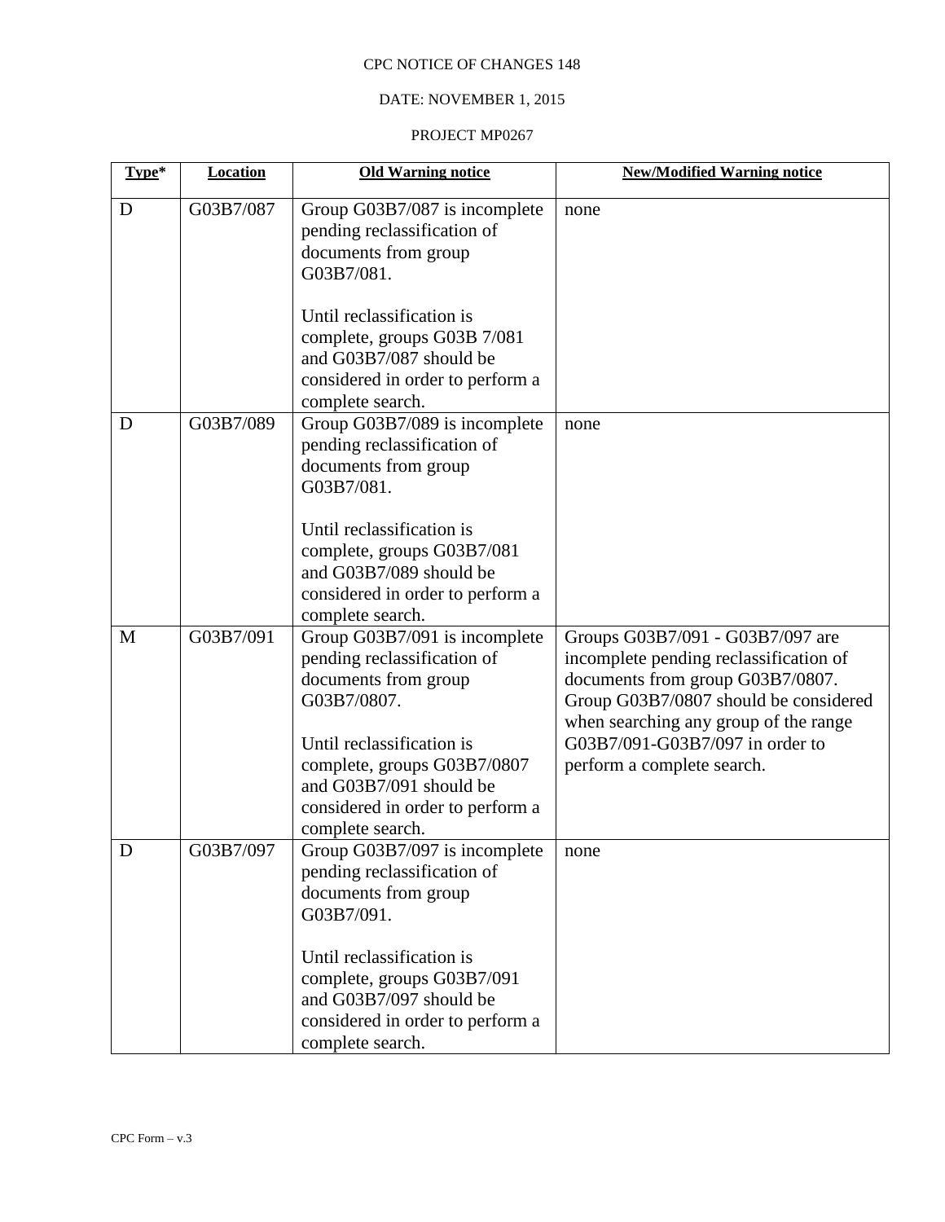CPC NOTICE OF CHANGES 148

DATE: NOVEMBER 1, 2015

PROJECT MP0267

| Type* | Location | Old Warning notice | New/Modified Warning notice |
|---|---|---|---|
| D | G03B7/087 | Group G03B7/087 is incomplete pending reclassification of documents from group G03B7/081.<br><br>Until reclassification is complete, groups G03B 7/081 and G03B7/087 should be considered in order to perform a complete search. | none |
| D | G03B7/089 | Group G03B7/089 is incomplete pending reclassification of documents from group G03B7/081.<br><br>Until reclassification is complete, groups G03B7/081 and G03B7/089 should be considered in order to perform a complete search. | none |
| M | G03B7/091 | Group G03B7/091 is incomplete pending reclassification of documents from group G03B7/0807.<br><br>Until reclassification is complete, groups G03B7/0807 and G03B7/091 should be considered in order to perform a complete search. | Groups G03B7/091 - G03B7/097 are incomplete pending reclassification of documents from group G03B7/0807. Group G03B7/0807 should be considered when searching any group of the range G03B7/091-G03B7/097 in order to perform a complete search. |
| D | G03B7/097 | Group G03B7/097 is incomplete pending reclassification of documents from group G03B7/091.<br><br>Until reclassification is complete, groups G03B7/091 and G03B7/097 should be considered in order to perform a complete search. | none |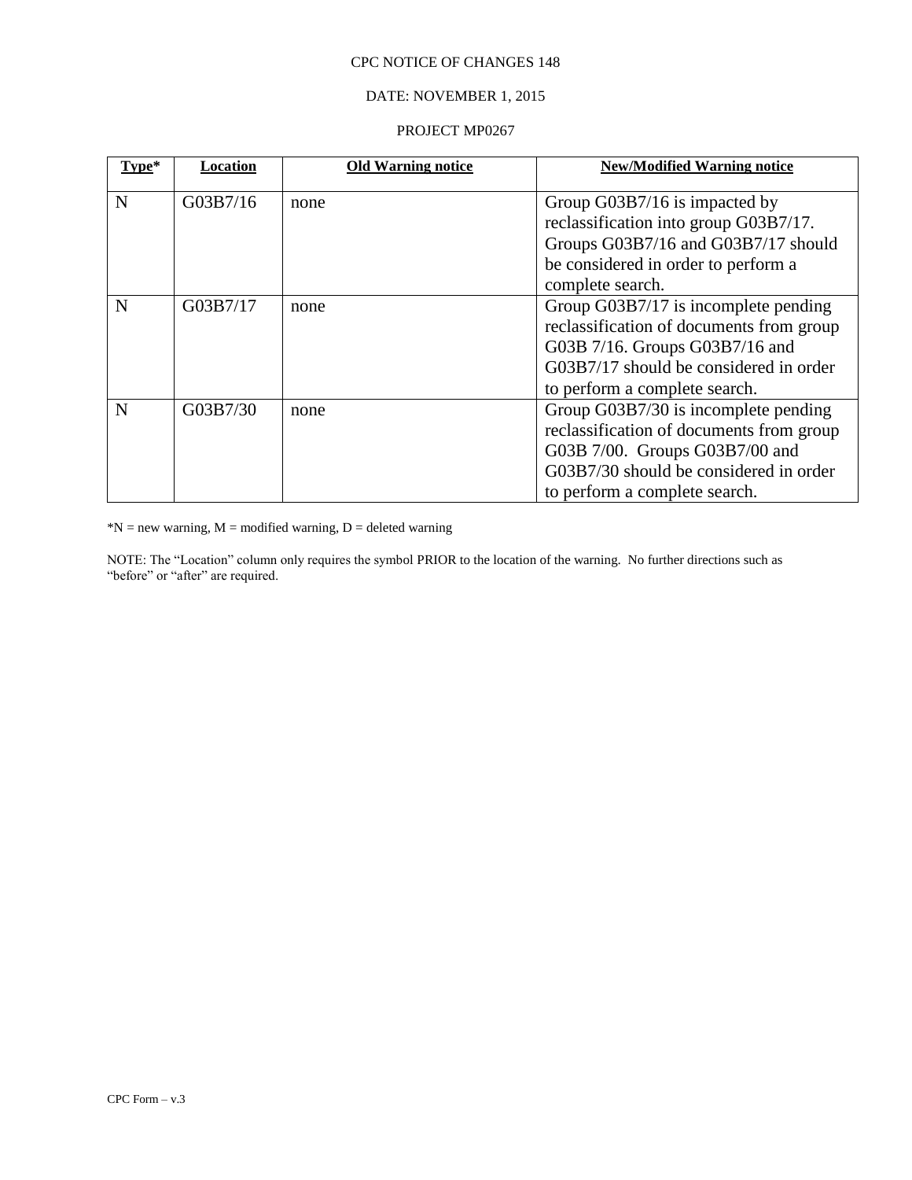CPC NOTICE OF CHANGES 148

DATE: NOVEMBER 1, 2015

PROJECT MP0267

| **Type*** | **Location** | **Old Warning notice** | **New/Modified Warning notice** |
|---|---|---|---|
| N | G03B7/16 | none | Group G03B7/16 is impacted by reclassification into group G03B7/17. Groups G03B7/16 and G03B7/17 should be considered in order to perform a complete search. |
| N | G03B7/17 | none | Group G03B7/17 is incomplete pending reclassification of documents from group G03B 7/16. Groups G03B7/16 and G03B7/17 should be considered in order to perform a complete search. |
| N | G03B7/30 | none | Group G03B7/30 is incomplete pending reclassification of documents from group G03B 7/00. Groups G03B7/00 and G03B7/30 should be considered in order to perform a complete search. |

*N = new warning, M = modified warning, D = deleted warning

NOTE: The "Location" column only requires the symbol PRIOR to the location of the warning. No further directions such as "before" or "after" are required.

CPC Form – v.3